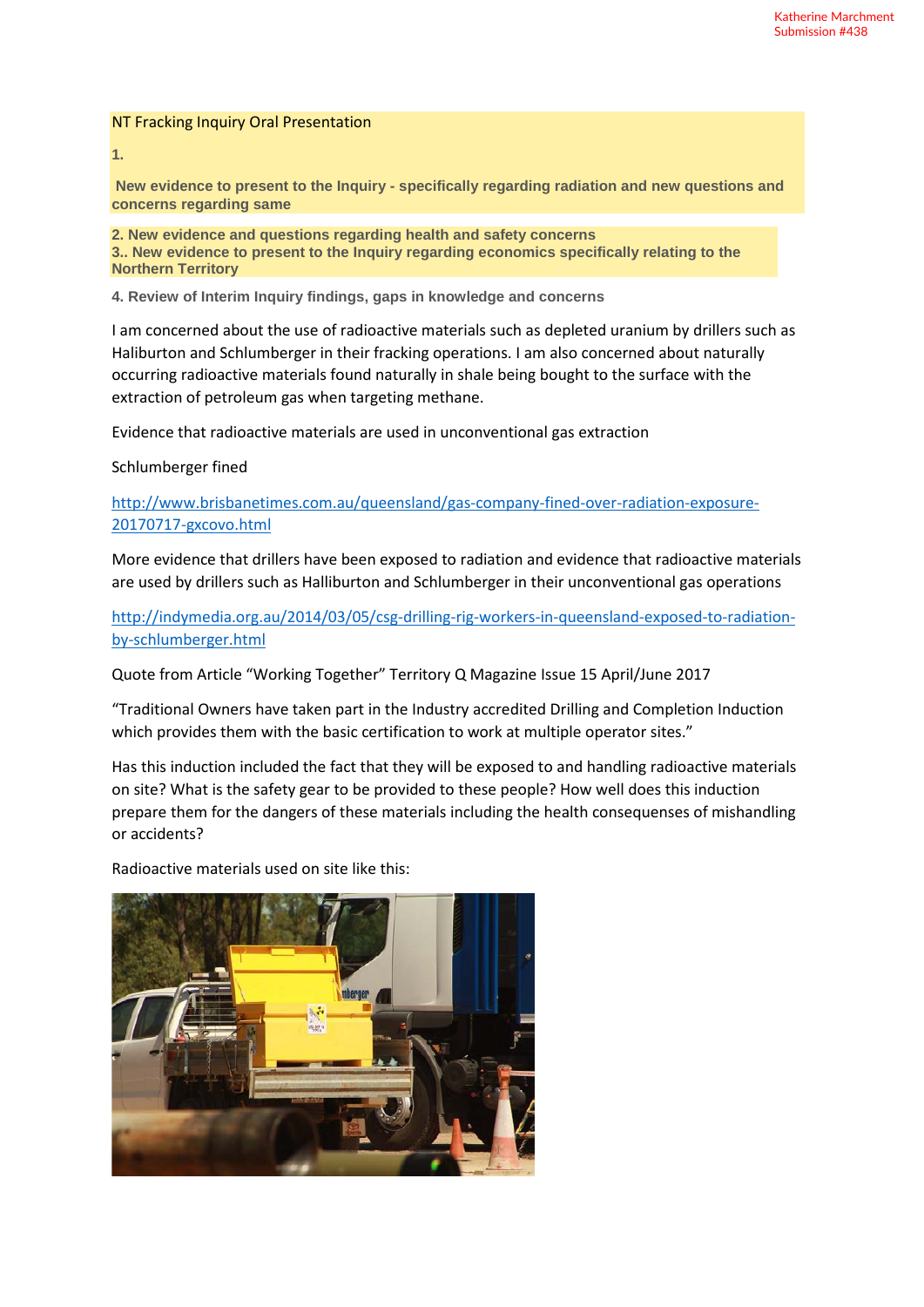Katherine Marchment
Submission #438

NT Fracking Inquiry Oral Presentation

**1.**

**New evidence to present to the Inquiry - specifically regarding radiation and new questions and concerns regarding same**

**2. New evidence and questions regarding health and safety concerns**
**3.. New evidence to present to the Inquiry regarding economics specifically relating to the Northern Territory**

**4. Review of Interim Inquiry findings, gaps in knowledge and concerns**

I am concerned about the use of radioactive materials such as depleted uranium by drillers such as Haliburton and Schlumberger in their fracking operations. I am also concerned about naturally occurring radioactive materials found naturally in shale being bought to the surface with the extraction of petroleum gas when targeting methane.

Evidence that radioactive materials are used in unconventional gas extraction

Schlumberger fined

http://www.brisbanetimes.com.au/queensland/gas-company-fined-over-radiation-exposure-20170717-gxcovo.html

More evidence that drillers have been exposed to radiation and evidence that radioactive materials are used by drillers such as Halliburton and Schlumberger in their unconventional gas operations

http://indymedia.org.au/2014/03/05/csg-drilling-rig-workers-in-queensland-exposed-to-radiation-by-schlumberger.html

Quote from Article "Working Together" Territory Q Magazine Issue 15 April/June 2017

"Traditional Owners have taken part in the Industry accredited Drilling and Completion Induction which provides them with the basic certification to work at multiple operator sites."

Has this induction included the fact that they will be exposed to and handling radioactive materials on site? What is the safety gear to be provided to these people? How well does this induction prepare them for the dangers of these materials including the health consequenses of mishandling or accidents?

Radioactive materials used on site like this: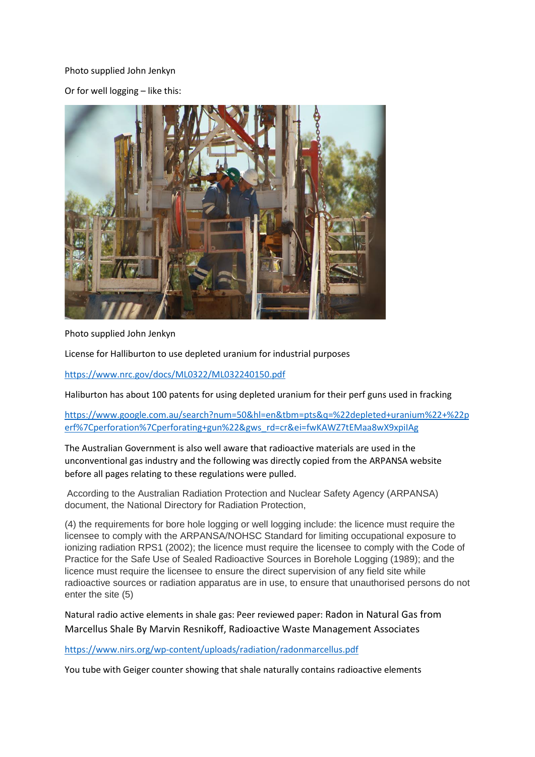Photo supplied John Jenkyn

Or for well logging – like this:

Photo supplied John Jenkyn

License for Halliburton to use depleted uranium for industrial purposes

https://www.nrc.gov/docs/ML0322/ML032240150.pdf

Haliburton has about 100 patents for using depleted uranium for their perf guns used in fracking

https://www.google.com.au/search?num=50&hl=en&tbm=pts&q=%22depleted+uranium%22+%22perf%7Cperforation%7Cperforating+gun%22&gws_rd=cr&ei=fwKAWZ7tEMaa8wX9xpilAg

The Australian Government is also well aware that radioactive materials are used in the unconventional gas industry and the following was directly copied from the ARPANSA website before all pages relating to these regulations were pulled.

According to the Australian Radiation Protection and Nuclear Safety Agency (ARPANSA) document, the National Directory for Radiation Protection,

(4) the requirements for bore hole logging or well logging include: the licence must require the licensee to comply with the ARPANSA/NOHSC Standard for limiting occupational exposure to ionizing radiation RPS1 (2002); the licence must require the licensee to comply with the Code of Practice for the Safe Use of Sealed Radioactive Sources in Borehole Logging (1989); and the licence must require the licensee to ensure the direct supervision of any field site while radioactive sources or radiation apparatus are in use, to ensure that unauthorised persons do not enter the site (5)

Natural radio active elements in shale gas: Peer reviewed paper: Radon in Natural Gas from Marcellus Shale By Marvin Resnikoff, Radioactive Waste Management Associates

https://www.nirs.org/wp-content/uploads/radiation/radonmarcellus.pdf

You tube with Geiger counter showing that shale naturally contains radioactive elements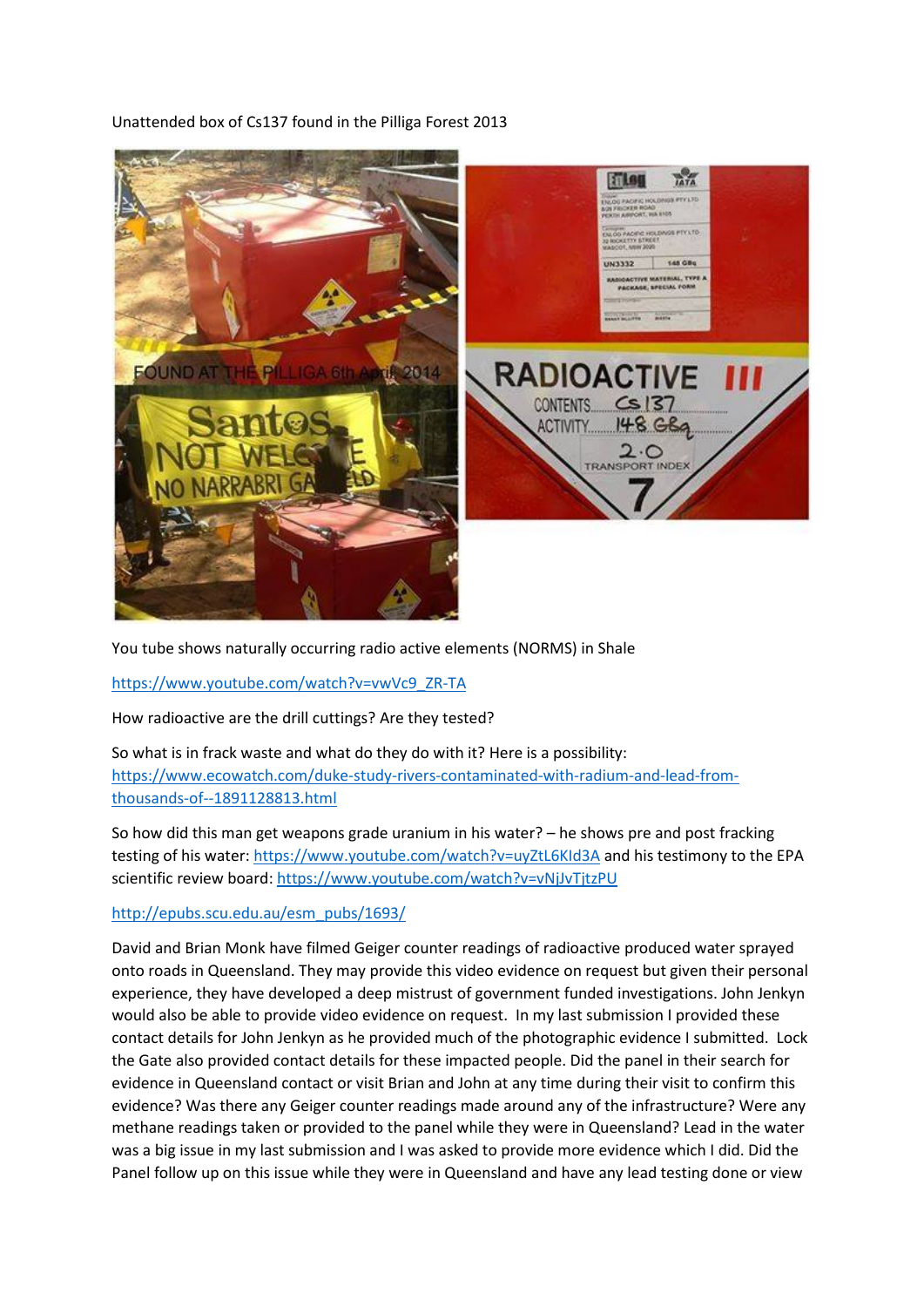Unattended box of Cs137 found in the Pilliga Forest 2013

You tube shows naturally occurring radio active elements (NORMS) in Shale

https://www.youtube.com/watch?v=vwVc9_ZR-TA

How radioactive are the drill cuttings? Are they tested?

So what is in frack waste and what do they do with it? Here is a possibility: https://www.ecowatch.com/duke-study-rivers-contaminated-with-radium-and-lead-from-thousands-of--1891128813.html

So how did this man get weapons grade uranium in his water? – he shows pre and post fracking testing of his water: https://www.youtube.com/watch?v=uyZtL6KId3A and his testimony to the EPA scientific review board: https://www.youtube.com/watch?v=vNjJvTjtzPU

http://epubs.scu.edu.au/esm_pubs/1693/

David and Brian Monk have filmed Geiger counter readings of radioactive produced water sprayed onto roads in Queensland. They may provide this video evidence on request but given their personal experience, they have developed a deep mistrust of government funded investigations. John Jenkyn would also be able to provide video evidence on request. In my last submission I provided these contact details for John Jenkyn as he provided much of the photographic evidence I submitted. Lock the Gate also provided contact details for these impacted people. Did the panel in their search for evidence in Queensland contact or visit Brian and John at any time during their visit to confirm this evidence? Was there any Geiger counter readings made around any of the infrastructure? Were any methane readings taken or provided to the panel while they were in Queensland? Lead in the water was a big issue in my last submission and I was asked to provide more evidence which I did. Did the Panel follow up on this issue while they were in Queensland and have any lead testing done or view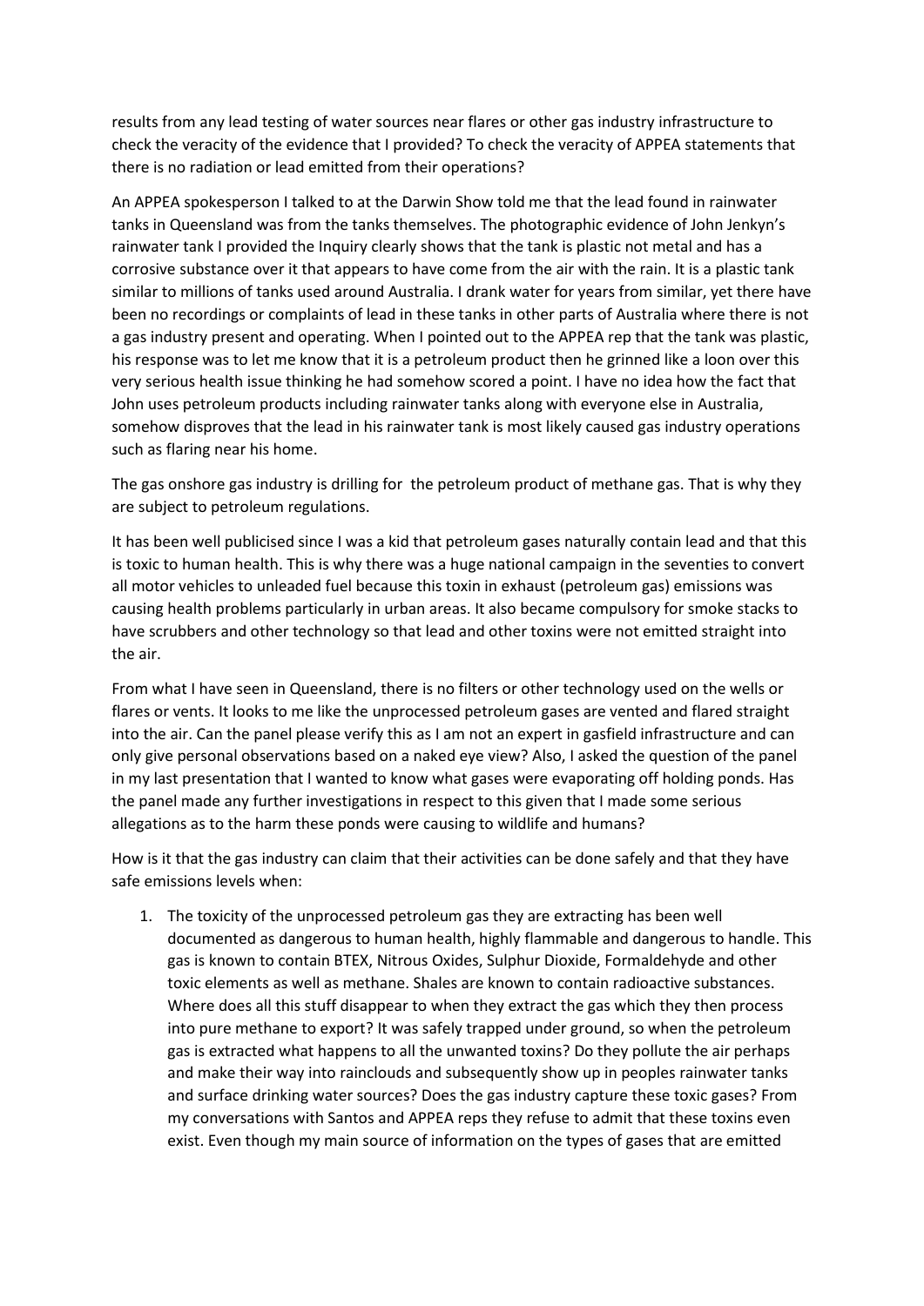results from any lead testing of water sources near flares or other gas industry infrastructure to check the veracity of the evidence that I provided? To check the veracity of APPEA statements that there is no radiation or lead emitted from their operations?

An APPEA spokesperson I talked to at the Darwin Show told me that the lead found in rainwater tanks in Queensland was from the tanks themselves. The photographic evidence of John Jenkyn's rainwater tank I provided the Inquiry clearly shows that the tank is plastic not metal and has a corrosive substance over it that appears to have come from the air with the rain. It is a plastic tank similar to millions of tanks used around Australia. I drank water for years from similar, yet there have been no recordings or complaints of lead in these tanks in other parts of Australia where there is not a gas industry present and operating. When I pointed out to the APPEA rep that the tank was plastic, his response was to let me know that it is a petroleum product then he grinned like a loon over this very serious health issue thinking he had somehow scored a point. I have no idea how the fact that John uses petroleum products including rainwater tanks along with everyone else in Australia, somehow disproves that the lead in his rainwater tank is most likely caused gas industry operations such as flaring near his home.

The gas onshore gas industry is drilling for the petroleum product of methane gas. That is why they are subject to petroleum regulations.

It has been well publicised since I was a kid that petroleum gases naturally contain lead and that this is toxic to human health. This is why there was a huge national campaign in the seventies to convert all motor vehicles to unleaded fuel because this toxin in exhaust (petroleum gas) emissions was causing health problems particularly in urban areas. It also became compulsory for smoke stacks to have scrubbers and other technology so that lead and other toxins were not emitted straight into the air.

From what I have seen in Queensland, there is no filters or other technology used on the wells or flares or vents. It looks to me like the unprocessed petroleum gases are vented and flared straight into the air. Can the panel please verify this as I am not an expert in gasfield infrastructure and can only give personal observations based on a naked eye view? Also, I asked the question of the panel in my last presentation that I wanted to know what gases were evaporating off holding ponds. Has the panel made any further investigations in respect to this given that I made some serious allegations as to the harm these ponds were causing to wildlife and humans?

How is it that the gas industry can claim that their activities can be done safely and that they have safe emissions levels when:

1. The toxicity of the unprocessed petroleum gas they are extracting has been well documented as dangerous to human health, highly flammable and dangerous to handle. This gas is known to contain BTEX, Nitrous Oxides, Sulphur Dioxide, Formaldehyde and other toxic elements as well as methane. Shales are known to contain radioactive substances. Where does all this stuff disappear to when they extract the gas which they then process into pure methane to export? It was safely trapped under ground, so when the petroleum gas is extracted what happens to all the unwanted toxins? Do they pollute the air perhaps and make their way into rainclouds and subsequently show up in peoples rainwater tanks and surface drinking water sources? Does the gas industry capture these toxic gases? From my conversations with Santos and APPEA reps they refuse to admit that these toxins even exist. Even though my main source of information on the types of gases that are emitted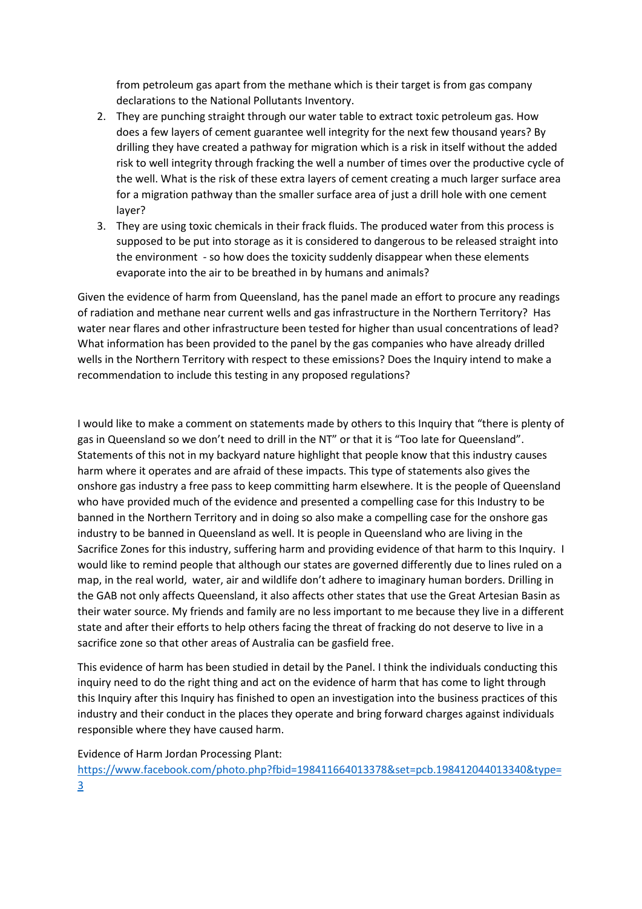from petroleum gas apart from the methane which is their target is from gas company declarations to the National Pollutants Inventory.

2. They are punching straight through our water table to extract toxic petroleum gas. How does a few layers of cement guarantee well integrity for the next few thousand years? By drilling they have created a pathway for migration which is a risk in itself without the added risk to well integrity through fracking the well a number of times over the productive cycle of the well. What is the risk of these extra layers of cement creating a much larger surface area for a migration pathway than the smaller surface area of just a drill hole with one cement layer?
3. They are using toxic chemicals in their frack fluids. The produced water from this process is supposed to be put into storage as it is considered to dangerous to be released straight into the environment - so how does the toxicity suddenly disappear when these elements evaporate into the air to be breathed in by humans and animals?

Given the evidence of harm from Queensland, has the panel made an effort to procure any readings of radiation and methane near current wells and gas infrastructure in the Northern Territory? Has water near flares and other infrastructure been tested for higher than usual concentrations of lead? What information has been provided to the panel by the gas companies who have already drilled wells in the Northern Territory with respect to these emissions? Does the Inquiry intend to make a recommendation to include this testing in any proposed regulations?

I would like to make a comment on statements made by others to this Inquiry that “there is plenty of gas in Queensland so we don’t need to drill in the NT” or that it is “Too late for Queensland”. Statements of this not in my backyard nature highlight that people know that this industry causes harm where it operates and are afraid of these impacts. This type of statements also gives the onshore gas industry a free pass to keep committing harm elsewhere. It is the people of Queensland who have provided much of the evidence and presented a compelling case for this Industry to be banned in the Northern Territory and in doing so also make a compelling case for the onshore gas industry to be banned in Queensland as well. It is people in Queensland who are living in the Sacrifice Zones for this industry, suffering harm and providing evidence of that harm to this Inquiry. I would like to remind people that although our states are governed differently due to lines ruled on a map, in the real world, water, air and wildlife don’t adhere to imaginary human borders. Drilling in the GAB not only affects Queensland, it also affects other states that use the Great Artesian Basin as their water source. My friends and family are no less important to me because they live in a different state and after their efforts to help others facing the threat of fracking do not deserve to live in a sacrifice zone so that other areas of Australia can be gasfield free.

This evidence of harm has been studied in detail by the Panel. I think the individuals conducting this inquiry need to do the right thing and act on the evidence of harm that has come to light through this Inquiry after this Inquiry has finished to open an investigation into the business practices of this industry and their conduct in the places they operate and bring forward charges against individuals responsible where they have caused harm.

Evidence of Harm Jordan Processing Plant:
https://www.facebook.com/photo.php?fbid=198411664013378&set=pcb.198412044013340&type=3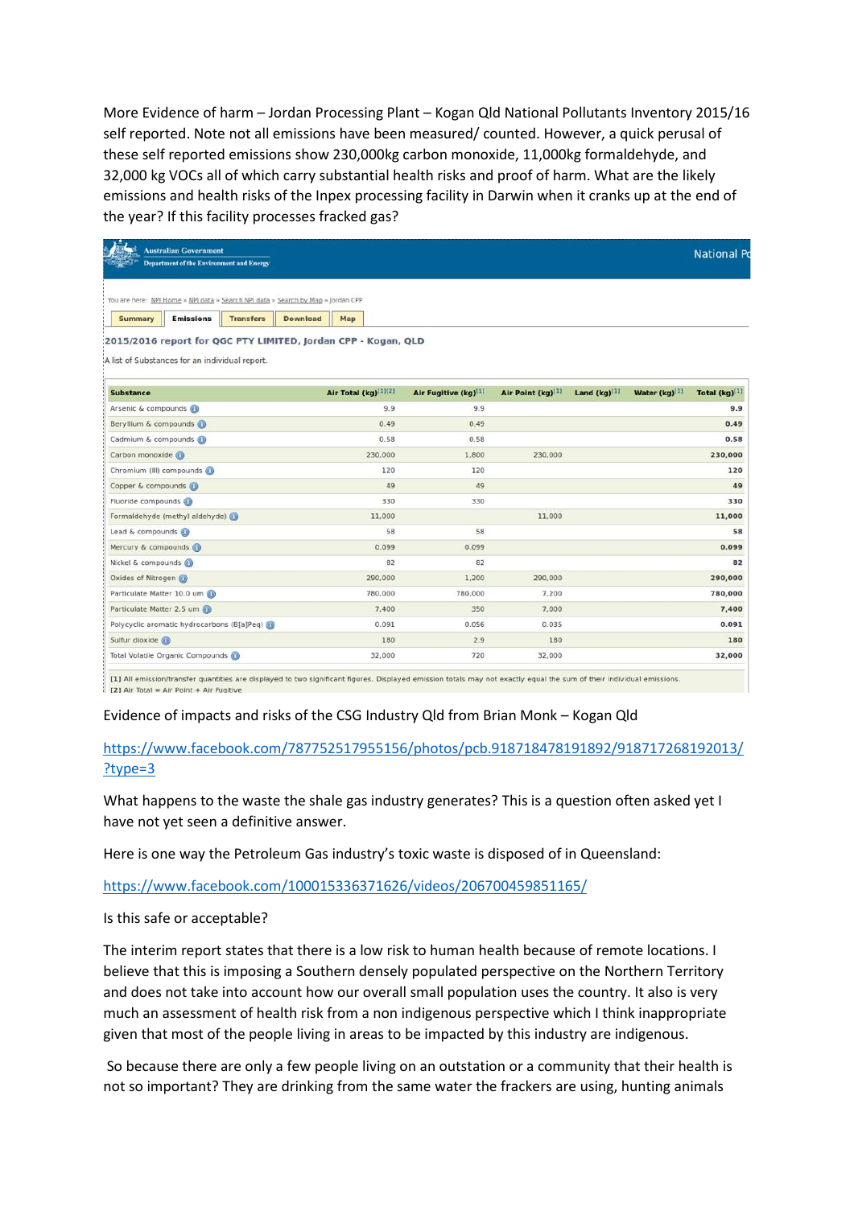More Evidence of harm – Jordan Processing Plant – Kogan Qld National Pollutants Inventory 2015/16 self reported. Note not all emissions have been measured/ counted. However, a quick perusal of these self reported emissions show 230,000kg carbon monoxide, 11,000kg formaldehyde, and 32,000 kg VOCs all of which carry substantial health risks and proof of harm. What are the likely emissions and health risks of the Inpex processing facility in Darwin when it cranks up at the end of the year? If this facility processes fracked gas?

Australian Government
Department of the Environment and Energy

National Pc

You are here: NPI Home » NPI data » Search NPI data » Search by Map » Jordan CPP

Summary | Emissions | Transfers | Download | Map

**2015/2016 report for QGC PTY LIMITED, Jordan CPP - Kogan, QLD**

A list of Substances for an individual report.

| Substance | Air Total (kg)[1][2] | Air Fugitive (kg)[1] | Air Point (kg)[1] | Land (kg)[1] | Water (kg)[1] | Total (kg)[1] |
|---|---|---|---|---|---|---|
| Arsenic & compounds | 9.9 | 9.9 | | | | **9.9** |
| Beryllium & compounds | 0.49 | 0.49 | | | | **0.49** |
| Cadmium & compounds | 0.58 | 0.58 | | | | **0.58** |
| Carbon monoxide | 230,000 | 1,800 | 230,000 | | | **230,000** |
| Chromium (III) compounds | 120 | 120 | | | | **120** |
| Copper & compounds | 49 | 49 | | | | **49** |
| Fluoride compounds | 330 | 330 | | | | **330** |
| Formaldehyde (methyl aldehyde) | 11,000 | | 11,000 | | | **11,000** |
| Lead & compounds | 58 | 58 | | | | **58** |
| Mercury & compounds | 0.099 | 0.099 | | | | **0.099** |
| Nickel & compounds | 82 | 82 | | | | **82** |
| Oxides of Nitrogen | 290,000 | 1,200 | 290,000 | | | **290,000** |
| Particulate Matter 10.0 um | 780,000 | 780,000 | 7,200 | | | **780,000** |
| Particulate Matter 2.5 um | 7,400 | 350 | 7,000 | | | **7,400** |
| Polycyclic aromatic hydrocarbons (B[a]Peq) | 0.091 | 0.056 | 0.035 | | | **0.091** |
| Sulfur dioxide | 180 | 2.9 | 180 | | | **180** |
| Total Volatile Organic Compounds | 32,000 | 720 | 32,000 | | | **32,000** |

[1] All emission/transfer quantities are displayed to two significant figures. Displayed emission totals may not exactly equal the sum of their individual emissions.
[2] Air Total = Air Point + Air Fugitive

Evidence of impacts and risks of the CSG Industry Qld from Brian Monk – Kogan Qld

https://www.facebook.com/787752517955156/photos/pcb.918718478191892/918717268192013/?type=3

What happens to the waste the shale gas industry generates? This is a question often asked yet I have not yet seen a definitive answer.

Here is one way the Petroleum Gas industry's toxic waste is disposed of in Queensland:

https://www.facebook.com/100015336371626/videos/206700459851165/

Is this safe or acceptable?

The interim report states that there is a low risk to human health because of remote locations. I believe that this is imposing a Southern densely populated perspective on the Northern Territory and does not take into account how our overall small population uses the country. It also is very much an assessment of health risk from a non indigenous perspective which I think inappropriate given that most of the people living in areas to be impacted by this industry are indigenous.

So because there are only a few people living on an outstation or a community that their health is not so important? They are drinking from the same water the frackers are using, hunting animals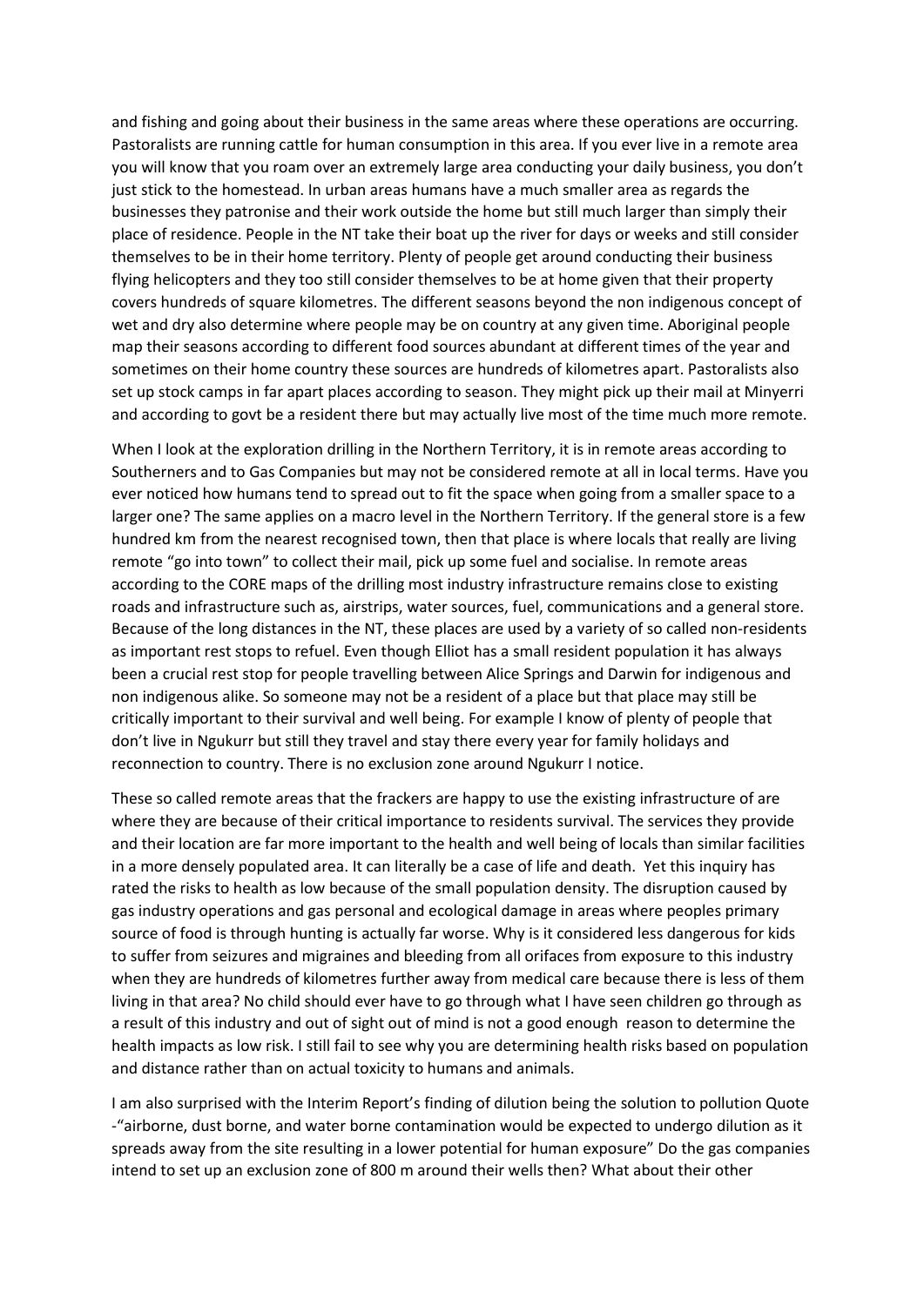and fishing and going about their business in the same areas where these operations are occurring. Pastoralists are running cattle for human consumption in this area. If you ever live in a remote area you will know that you roam over an extremely large area conducting your daily business, you don't just stick to the homestead. In urban areas humans have a much smaller area as regards the businesses they patronise and their work outside the home but still much larger than simply their place of residence. People in the NT take their boat up the river for days or weeks and still consider themselves to be in their home territory. Plenty of people get around conducting their business flying helicopters and they too still consider themselves to be at home given that their property covers hundreds of square kilometres. The different seasons beyond the non indigenous concept of wet and dry also determine where people may be on country at any given time. Aboriginal people map their seasons according to different food sources abundant at different times of the year and sometimes on their home country these sources are hundreds of kilometres apart. Pastoralists also set up stock camps in far apart places according to season. They might pick up their mail at Minyerri and according to govt be a resident there but may actually live most of the time much more remote.

When I look at the exploration drilling in the Northern Territory, it is in remote areas according to Southerners and to Gas Companies but may not be considered remote at all in local terms. Have you ever noticed how humans tend to spread out to fit the space when going from a smaller space to a larger one? The same applies on a macro level in the Northern Territory. If the general store is a few hundred km from the nearest recognised town, then that place is where locals that really are living remote "go into town" to collect their mail, pick up some fuel and socialise. In remote areas according to the CORE maps of the drilling most industry infrastructure remains close to existing roads and infrastructure such as, airstrips, water sources, fuel, communications and a general store. Because of the long distances in the NT, these places are used by a variety of so called non-residents as important rest stops to refuel. Even though Elliot has a small resident population it has always been a crucial rest stop for people travelling between Alice Springs and Darwin for indigenous and non indigenous alike. So someone may not be a resident of a place but that place may still be critically important to their survival and well being. For example I know of plenty of people that don't live in Ngukurr but still they travel and stay there every year for family holidays and reconnection to country. There is no exclusion zone around Ngukurr I notice.

These so called remote areas that the frackers are happy to use the existing infrastructure of are where they are because of their critical importance to residents survival. The services they provide and their location are far more important to the health and well being of locals than similar facilities in a more densely populated area. It can literally be a case of life and death. Yet this inquiry has rated the risks to health as low because of the small population density. The disruption caused by gas industry operations and gas personal and ecological damage in areas where peoples primary source of food is through hunting is actually far worse. Why is it considered less dangerous for kids to suffer from seizures and migraines and bleeding from all orifaces from exposure to this industry when they are hundreds of kilometres further away from medical care because there is less of them living in that area? No child should ever have to go through what I have seen children go through as a result of this industry and out of sight out of mind is not a good enough reason to determine the health impacts as low risk. I still fail to see why you are determining health risks based on population and distance rather than on actual toxicity to humans and animals.

I am also surprised with the Interim Report's finding of dilution being the solution to pollution Quote -"airborne, dust borne, and water borne contamination would be expected to undergo dilution as it spreads away from the site resulting in a lower potential for human exposure" Do the gas companies intend to set up an exclusion zone of 800 m around their wells then? What about their other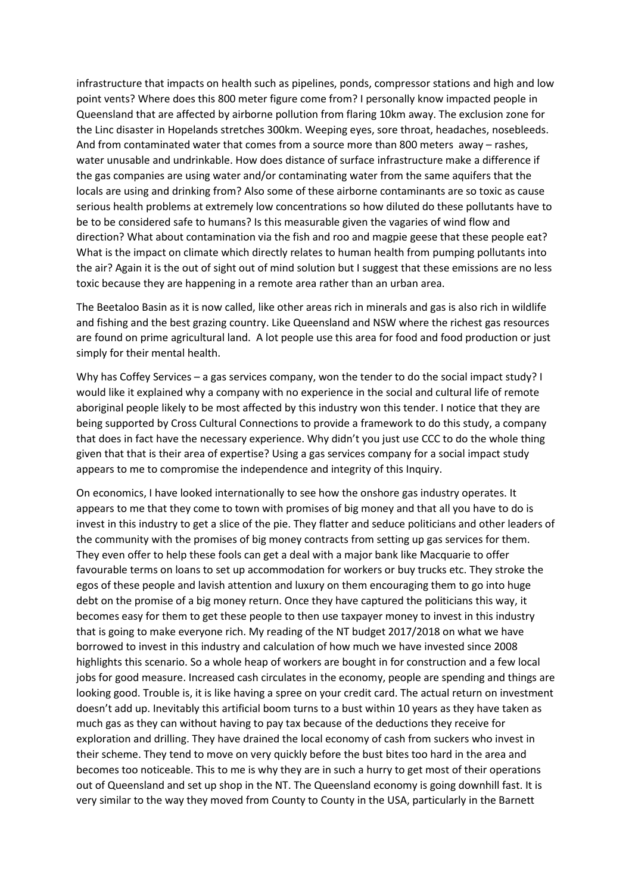infrastructure that impacts on health such as pipelines, ponds, compressor stations and high and low point vents? Where does this 800 meter figure come from? I personally know impacted people in Queensland that are affected by airborne pollution from flaring 10km away. The exclusion zone for the Linc disaster in Hopelands stretches 300km. Weeping eyes, sore throat, headaches, nosebleeds. And from contaminated water that comes from a source more than 800 meters away – rashes, water unusable and undrinkable. How does distance of surface infrastructure make a difference if the gas companies are using water and/or contaminating water from the same aquifers that the locals are using and drinking from? Also some of these airborne contaminants are so toxic as cause serious health problems at extremely low concentrations so how diluted do these pollutants have to be to be considered safe to humans? Is this measurable given the vagaries of wind flow and direction? What about contamination via the fish and roo and magpie geese that these people eat? What is the impact on climate which directly relates to human health from pumping pollutants into the air? Again it is the out of sight out of mind solution but I suggest that these emissions are no less toxic because they are happening in a remote area rather than an urban area.

The Beetaloo Basin as it is now called, like other areas rich in minerals and gas is also rich in wildlife and fishing and the best grazing country. Like Queensland and NSW where the richest gas resources are found on prime agricultural land. A lot people use this area for food and food production or just simply for their mental health.

Why has Coffey Services – a gas services company, won the tender to do the social impact study? I would like it explained why a company with no experience in the social and cultural life of remote aboriginal people likely to be most affected by this industry won this tender. I notice that they are being supported by Cross Cultural Connections to provide a framework to do this study, a company that does in fact have the necessary experience. Why didn't you just use CCC to do the whole thing given that that is their area of expertise? Using a gas services company for a social impact study appears to me to compromise the independence and integrity of this Inquiry.

On economics, I have looked internationally to see how the onshore gas industry operates. It appears to me that they come to town with promises of big money and that all you have to do is invest in this industry to get a slice of the pie. They flatter and seduce politicians and other leaders of the community with the promises of big money contracts from setting up gas services for them. They even offer to help these fools can get a deal with a major bank like Macquarie to offer favourable terms on loans to set up accommodation for workers or buy trucks etc. They stroke the egos of these people and lavish attention and luxury on them encouraging them to go into huge debt on the promise of a big money return. Once they have captured the politicians this way, it becomes easy for them to get these people to then use taxpayer money to invest in this industry that is going to make everyone rich. My reading of the NT budget 2017/2018 on what we have borrowed to invest in this industry and calculation of how much we have invested since 2008 highlights this scenario. So a whole heap of workers are bought in for construction and a few local jobs for good measure. Increased cash circulates in the economy, people are spending and things are looking good. Trouble is, it is like having a spree on your credit card. The actual return on investment doesn't add up. Inevitably this artificial boom turns to a bust within 10 years as they have taken as much gas as they can without having to pay tax because of the deductions they receive for exploration and drilling. They have drained the local economy of cash from suckers who invest in their scheme. They tend to move on very quickly before the bust bites too hard in the area and becomes too noticeable. This to me is why they are in such a hurry to get most of their operations out of Queensland and set up shop in the NT. The Queensland economy is going downhill fast. It is very similar to the way they moved from County to County in the USA, particularly in the Barnett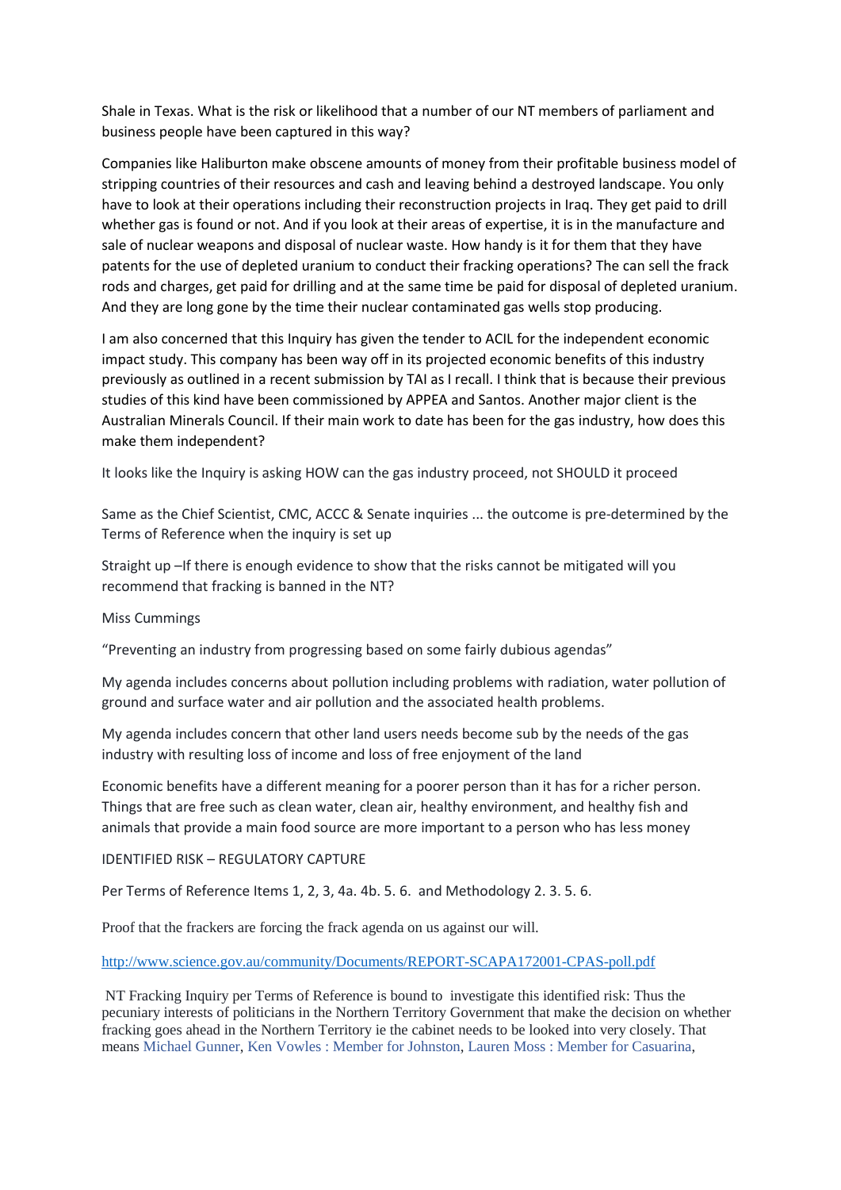Shale in Texas. What is the risk or likelihood that a number of our NT members of parliament and business people have been captured in this way?

Companies like Haliburton make obscene amounts of money from their profitable business model of stripping countries of their resources and cash and leaving behind a destroyed landscape. You only have to look at their operations including their reconstruction projects in Iraq. They get paid to drill whether gas is found or not. And if you look at their areas of expertise, it is in the manufacture and sale of nuclear weapons and disposal of nuclear waste. How handy is it for them that they have patents for the use of depleted uranium to conduct their fracking operations? The can sell the frack rods and charges, get paid for drilling and at the same time be paid for disposal of depleted uranium. And they are long gone by the time their nuclear contaminated gas wells stop producing.

I am also concerned that this Inquiry has given the tender to ACIL for the independent economic impact study. This company has been way off in its projected economic benefits of this industry previously as outlined in a recent submission by TAI as I recall. I think that is because their previous studies of this kind have been commissioned by APPEA and Santos. Another major client is the Australian Minerals Council. If their main work to date has been for the gas industry, how does this make them independent?

It looks like the Inquiry is asking HOW can the gas industry proceed, not SHOULD it proceed

Same as the Chief Scientist, CMC, ACCC & Senate inquiries ... the outcome is pre-determined by the Terms of Reference when the inquiry is set up

Straight up –If there is enough evidence to show that the risks cannot be mitigated will you recommend that fracking is banned in the NT?

Miss Cummings

"Preventing an industry from progressing based on some fairly dubious agendas"

My agenda includes concerns about pollution including problems with radiation, water pollution of ground and surface water and air pollution and the associated health problems.

My agenda includes concern that other land users needs become sub by the needs of the gas industry with resulting loss of income and loss of free enjoyment of the land

Economic benefits have a different meaning for a poorer person than it has for a richer person. Things that are free such as clean water, clean air, healthy environment, and healthy fish and animals that provide a main food source are more important to a person who has less money

IDENTIFIED RISK – REGULATORY CAPTURE

Per Terms of Reference Items 1, 2, 3, 4a. 4b. 5. 6. and Methodology 2. 3. 5. 6.

Proof that the frackers are forcing the frack agenda on us against our will.

http://www.science.gov.au/community/Documents/REPORT-SCAPA172001-CPAS-poll.pdf

NT Fracking Inquiry per Terms of Reference is bound to investigate this identified risk: Thus the pecuniary interests of politicians in the Northern Territory Government that make the decision on whether fracking goes ahead in the Northern Territory ie the cabinet needs to be looked into very closely. That means Michael Gunner, Ken Vowles : Member for Johnston, Lauren Moss : Member for Casuarina,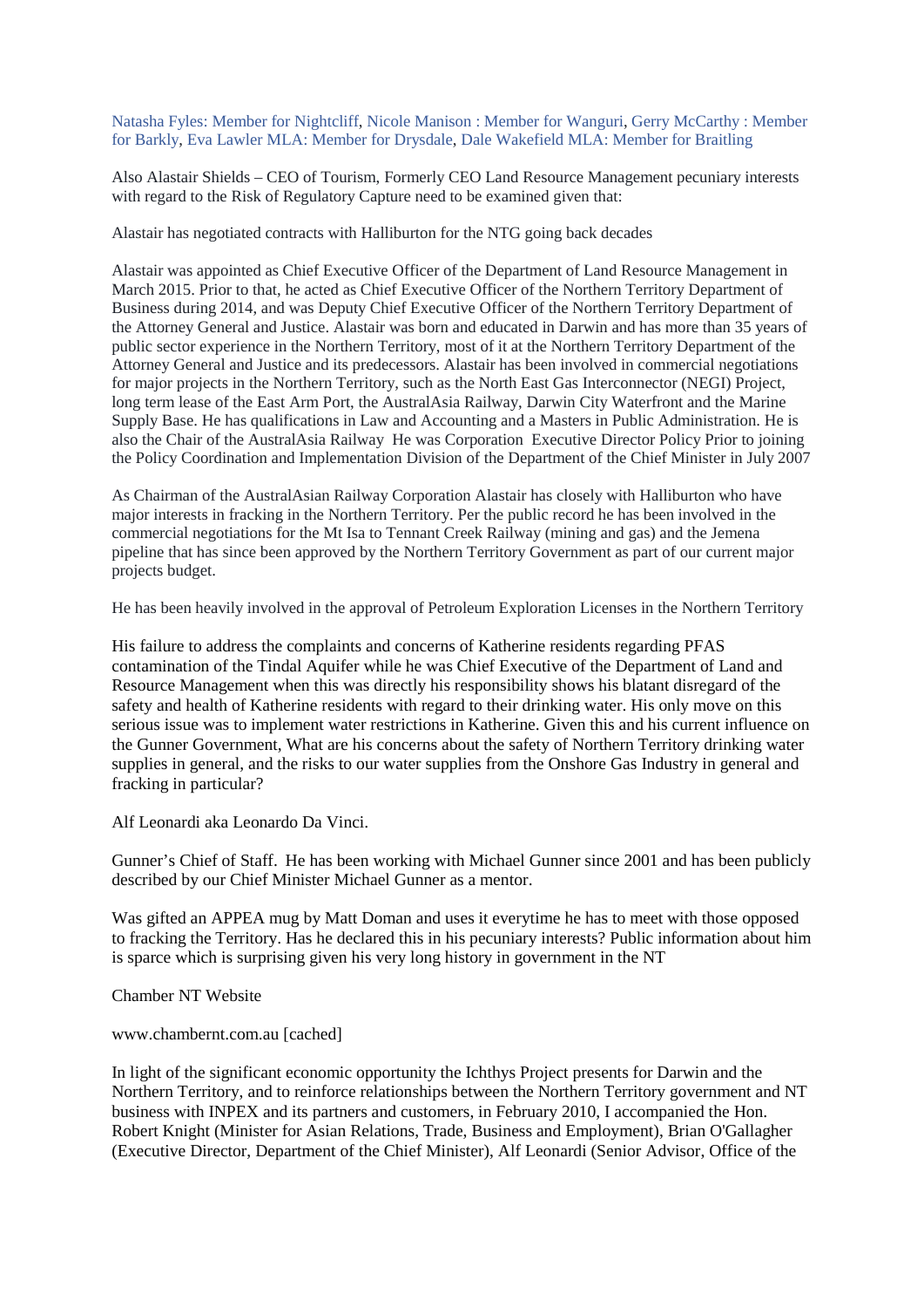[Natasha Fyles: Member for Nightcliff](), [Nicole Manison : Member for Wanguri](), [Gerry McCarthy : Member for Barkly](), [Eva Lawler MLA: Member for Drysdale](), [Dale Wakefield MLA: Member for Braitling]()

Also Alastair Shields – CEO of Tourism, Formerly CEO Land Resource Management pecuniary interests with regard to the Risk of Regulatory Capture need to be examined given that:

Alastair has negotiated contracts with Halliburton for the NTG going back decades

Alastair was appointed as Chief Executive Officer of the Department of Land Resource Management in March 2015. Prior to that, he acted as Chief Executive Officer of the Northern Territory Department of Business during 2014, and was Deputy Chief Executive Officer of the Northern Territory Department of the Attorney General and Justice. Alastair was born and educated in Darwin and has more than 35 years of public sector experience in the Northern Territory, most of it at the Northern Territory Department of the Attorney General and Justice and its predecessors. Alastair has been involved in commercial negotiations for major projects in the Northern Territory, such as the North East Gas Interconnector (NEGI) Project, long term lease of the East Arm Port, the AustralAsia Railway, Darwin City Waterfront and the Marine Supply Base. He has qualifications in Law and Accounting and a Masters in Public Administration. He is also the Chair of the AustralAsia Railway He was Corporation Executive Director Policy Prior to joining the Policy Coordination and Implementation Division of the Department of the Chief Minister in July 2007

As Chairman of the AustralAsian Railway Corporation Alastair has closely with Halliburton who have major interests in fracking in the Northern Territory. Per the public record he has been involved in the commercial negotiations for the Mt Isa to Tennant Creek Railway (mining and gas) and the Jemena pipeline that has since been approved by the Northern Territory Government as part of our current major projects budget.

He has been heavily involved in the approval of Petroleum Exploration Licenses in the Northern Territory

His failure to address the complaints and concerns of Katherine residents regarding PFAS contamination of the Tindal Aquifer while he was Chief Executive of the Department of Land and Resource Management when this was directly his responsibility shows his blatant disregard of the safety and health of Katherine residents with regard to their drinking water. His only move on this serious issue was to implement water restrictions in Katherine. Given this and his current influence on the Gunner Government, What are his concerns about the safety of Northern Territory drinking water supplies in general, and the risks to our water supplies from the Onshore Gas Industry in general and fracking in particular?

Alf Leonardi aka Leonardo Da Vinci.

Gunner's Chief of Staff. He has been working with Michael Gunner since 2001 and has been publicly described by our Chief Minister Michael Gunner as a mentor.

Was gifted an APPEA mug by Matt Doman and uses it everytime he has to meet with those opposed to fracking the Territory. Has he declared this in his pecuniary interests? Public information about him is sparce which is surprising given his very long history in government in the NT

Chamber NT Website

www.chambernt.com.au [cached]

In light of the significant economic opportunity the Ichthys Project presents for Darwin and the Northern Territory, and to reinforce relationships between the Northern Territory government and NT business with INPEX and its partners and customers, in February 2010, I accompanied the Hon. Robert Knight (Minister for Asian Relations, Trade, Business and Employment), Brian O'Gallagher (Executive Director, Department of the Chief Minister), Alf Leonardi (Senior Advisor, Office of the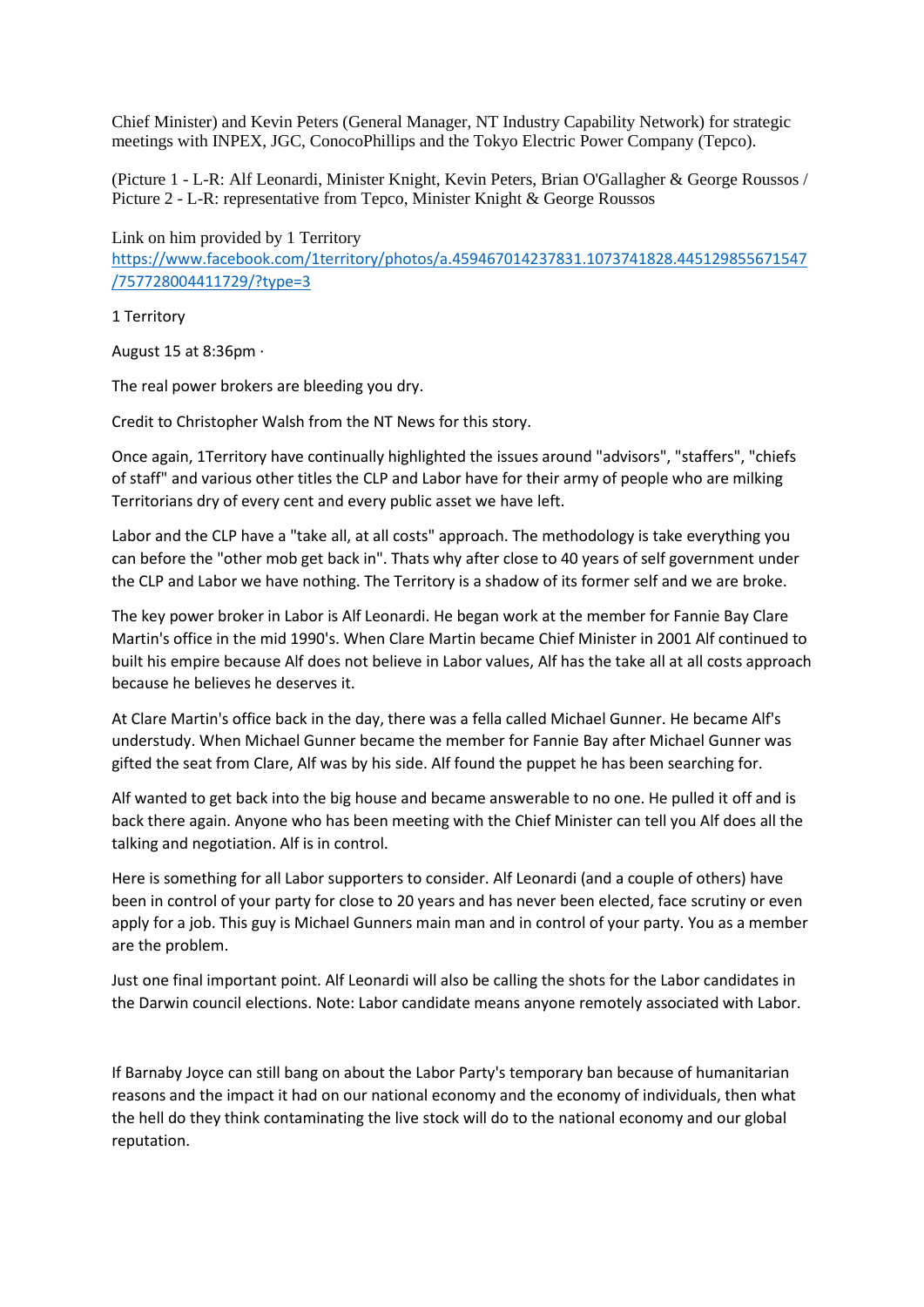Chief Minister) and Kevin Peters (General Manager, NT Industry Capability Network) for strategic meetings with INPEX, JGC, ConocoPhillips and the Tokyo Electric Power Company (Tepco).

(Picture 1 - L-R: Alf Leonardi, Minister Knight, Kevin Peters, Brian O'Gallagher & George Roussos / Picture 2 - L-R: representative from Tepco, Minister Knight & George Roussos

Link on him provided by 1 Territory
https://www.facebook.com/1territory/photos/a.459467014237831.1073741828.445129855671547/757728004411729/?type=3

1 Territory

August 15 at 8:36pm ·

The real power brokers are bleeding you dry.

Credit to Christopher Walsh from the NT News for this story.

Once again, 1Territory have continually highlighted the issues around "advisors", "staffers", "chiefs of staff" and various other titles the CLP and Labor have for their army of people who are milking Territorians dry of every cent and every public asset we have left.

Labor and the CLP have a "take all, at all costs" approach. The methodology is take everything you can before the "other mob get back in". Thats why after close to 40 years of self government under the CLP and Labor we have nothing. The Territory is a shadow of its former self and we are broke.

The key power broker in Labor is Alf Leonardi. He began work at the member for Fannie Bay Clare Martin's office in the mid 1990's. When Clare Martin became Chief Minister in 2001 Alf continued to built his empire because Alf does not believe in Labor values, Alf has the take all at all costs approach because he believes he deserves it.

At Clare Martin's office back in the day, there was a fella called Michael Gunner. He became Alf's understudy. When Michael Gunner became the member for Fannie Bay after Michael Gunner was gifted the seat from Clare, Alf was by his side. Alf found the puppet he has been searching for.

Alf wanted to get back into the big house and became answerable to no one. He pulled it off and is back there again. Anyone who has been meeting with the Chief Minister can tell you Alf does all the talking and negotiation. Alf is in control.

Here is something for all Labor supporters to consider. Alf Leonardi (and a couple of others) have been in control of your party for close to 20 years and has never been elected, face scrutiny or even apply for a job. This guy is Michael Gunners main man and in control of your party. You as a member are the problem.

Just one final important point. Alf Leonardi will also be calling the shots for the Labor candidates in the Darwin council elections. Note: Labor candidate means anyone remotely associated with Labor.

If Barnaby Joyce can still bang on about the Labor Party's temporary ban because of humanitarian reasons and the impact it had on our national economy and the economy of individuals, then what the hell do they think contaminating the live stock will do to the national economy and our global reputation.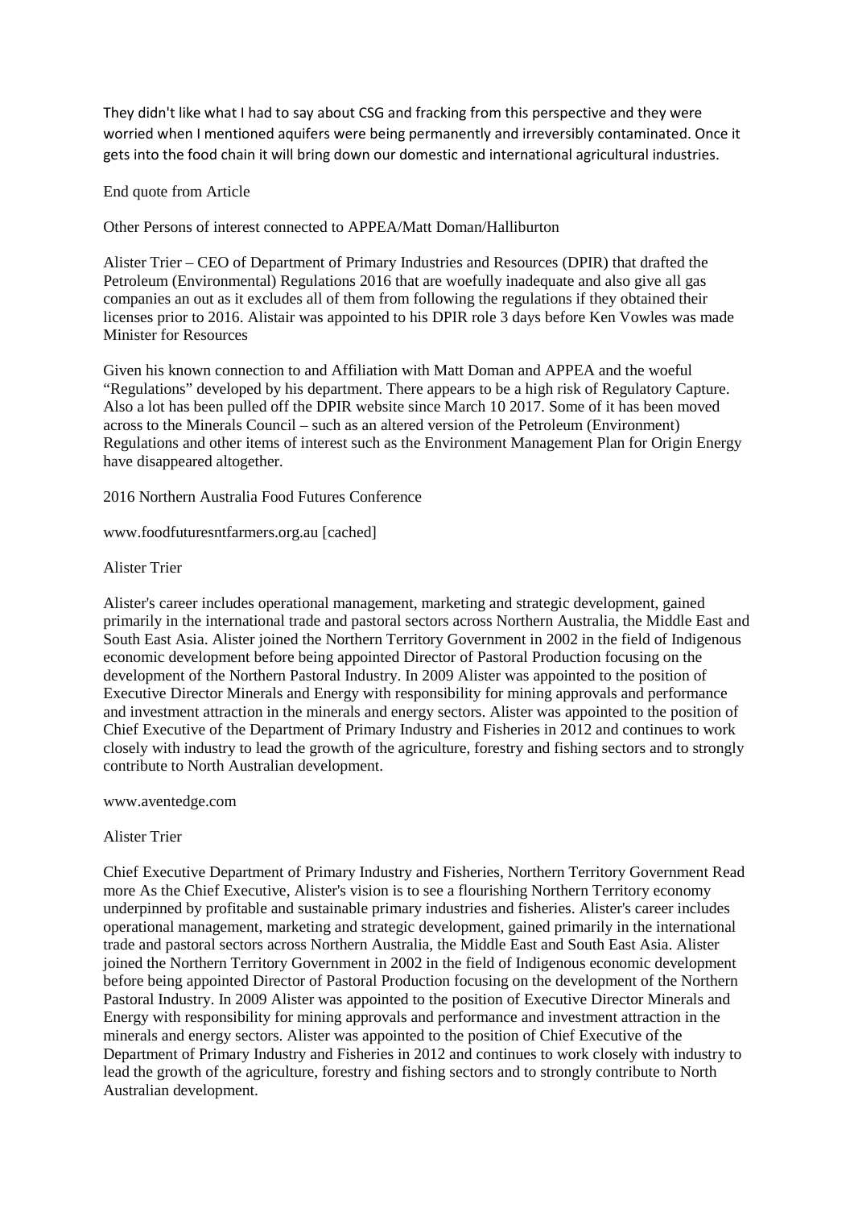They didn't like what I had to say about CSG and fracking from this perspective and they were worried when I mentioned aquifers were being permanently and irreversibly contaminated. Once it gets into the food chain it will bring down our domestic and international agricultural industries.

End quote from Article

Other Persons of interest connected to APPEA/Matt Doman/Halliburton

Alister Trier – CEO of Department of Primary Industries and Resources (DPIR) that drafted the Petroleum (Environmental) Regulations 2016 that are woefully inadequate and also give all gas companies an out as it excludes all of them from following the regulations if they obtained their licenses prior to 2016. Alistair was appointed to his DPIR role 3 days before Ken Vowles was made Minister for Resources

Given his known connection to and Affiliation with Matt Doman and APPEA and the woeful "Regulations" developed by his department. There appears to be a high risk of Regulatory Capture. Also a lot has been pulled off the DPIR website since March 10 2017. Some of it has been moved across to the Minerals Council – such as an altered version of the Petroleum (Environment) Regulations and other items of interest such as the Environment Management Plan for Origin Energy have disappeared altogether.

2016 Northern Australia Food Futures Conference

www.foodfuturesntfarmers.org.au [cached]

Alister Trier

Alister's career includes operational management, marketing and strategic development, gained primarily in the international trade and pastoral sectors across Northern Australia, the Middle East and South East Asia. Alister joined the Northern Territory Government in 2002 in the field of Indigenous economic development before being appointed Director of Pastoral Production focusing on the development of the Northern Pastoral Industry. In 2009 Alister was appointed to the position of Executive Director Minerals and Energy with responsibility for mining approvals and performance and investment attraction in the minerals and energy sectors. Alister was appointed to the position of Chief Executive of the Department of Primary Industry and Fisheries in 2012 and continues to work closely with industry to lead the growth of the agriculture, forestry and fishing sectors and to strongly contribute to North Australian development.

www.aventedge.com

Alister Trier

Chief Executive Department of Primary Industry and Fisheries, Northern Territory Government Read more As the Chief Executive, Alister's vision is to see a flourishing Northern Territory economy underpinned by profitable and sustainable primary industries and fisheries. Alister's career includes operational management, marketing and strategic development, gained primarily in the international trade and pastoral sectors across Northern Australia, the Middle East and South East Asia. Alister joined the Northern Territory Government in 2002 in the field of Indigenous economic development before being appointed Director of Pastoral Production focusing on the development of the Northern Pastoral Industry. In 2009 Alister was appointed to the position of Executive Director Minerals and Energy with responsibility for mining approvals and performance and investment attraction in the minerals and energy sectors. Alister was appointed to the position of Chief Executive of the Department of Primary Industry and Fisheries in 2012 and continues to work closely with industry to lead the growth of the agriculture, forestry and fishing sectors and to strongly contribute to North Australian development.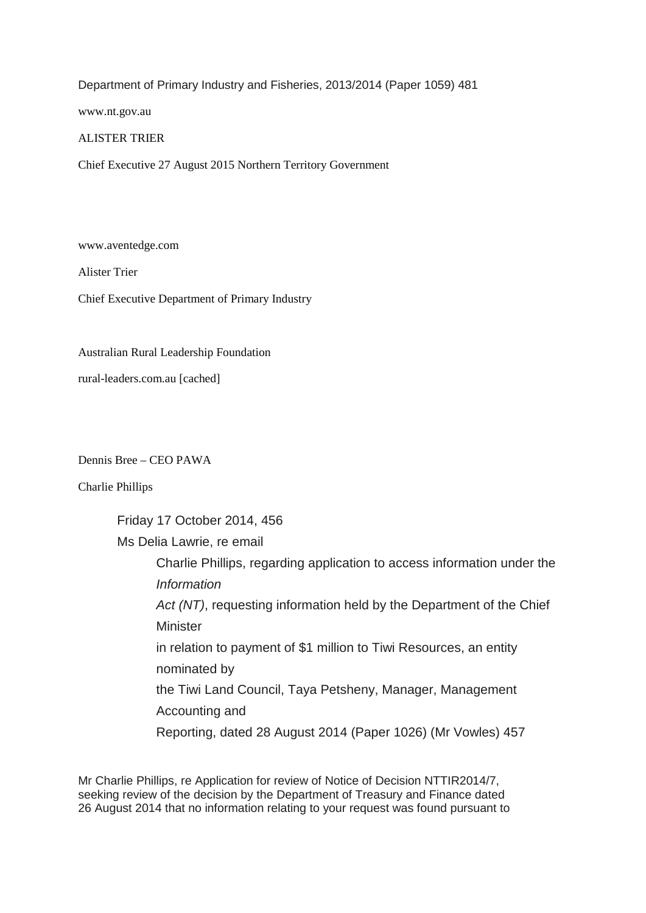Department of Primary Industry and Fisheries, 2013/2014 (Paper 1059) 481

www.nt.gov.au

ALISTER TRIER

Chief Executive 27 August 2015 Northern Territory Government

www.aventedge.com

Alister Trier

Chief Executive Department of Primary Industry

Australian Rural Leadership Foundation

rural-leaders.com.au [cached]

Dennis Bree – CEO PAWA

Charlie Phillips

> Friday 17 October 2014, 456
>
> Ms Delia Lawrie, re email
>
>> Charlie Phillips, regarding application to access information under the *Information Act (NT)*, requesting information held by the Department of the Chief Minister in relation to payment of $1 million to Tiwi Resources, an entity nominated by the Tiwi Land Council, Taya Petsheny, Manager, Management Accounting and Reporting, dated 28 August 2014 (Paper 1026) (Mr Vowles) 457

Mr Charlie Phillips, re Application for review of Notice of Decision NTTIR2014/7, seeking review of the decision by the Department of Treasury and Finance dated 26 August 2014 that no information relating to your request was found pursuant to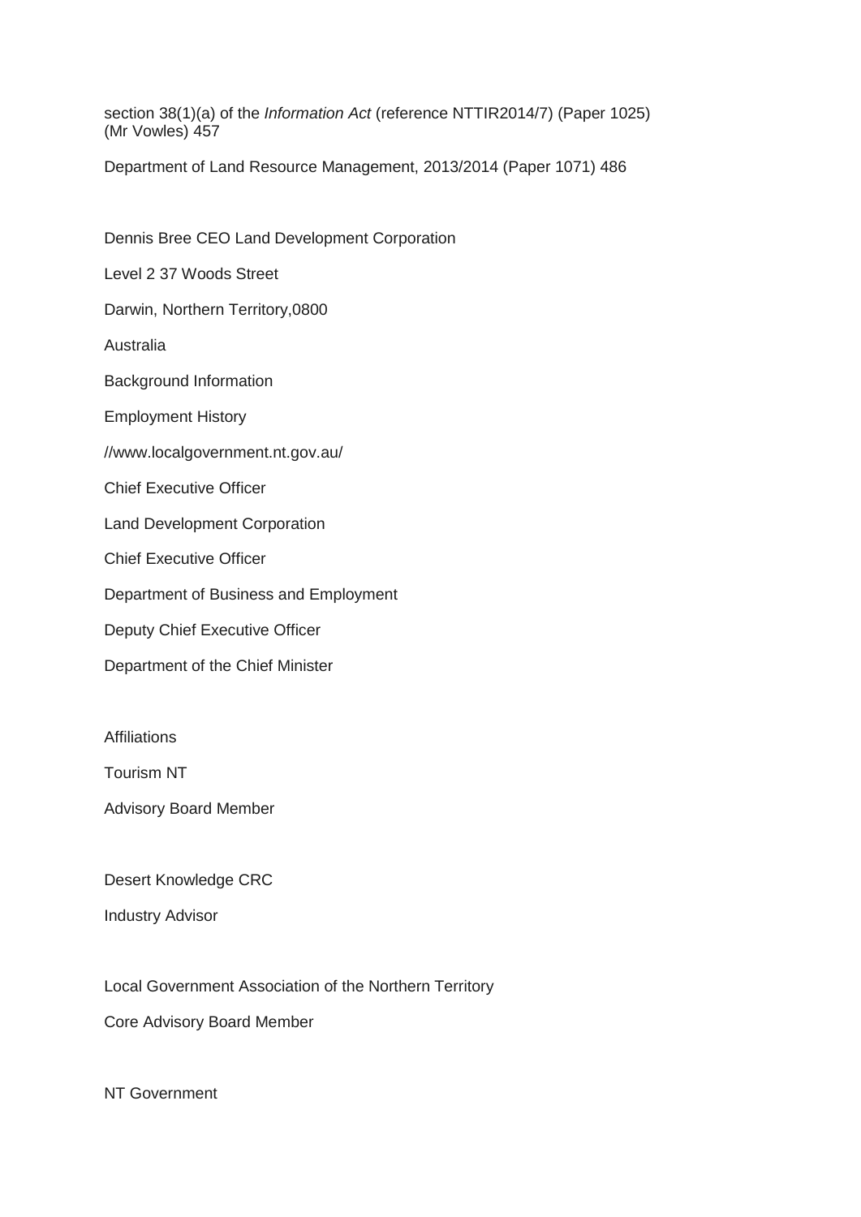section 38(1)(a) of the *Information Act* (reference NTTIR2014/7) (Paper 1025) (Mr Vowles) 457

Department of Land Resource Management, 2013/2014 (Paper 1071) 486

Dennis Bree CEO Land Development Corporation

Level 2 37 Woods Street

Darwin, Northern Territory,0800

Australia

Background Information

Employment History

//www.localgovernment.nt.gov.au/

Chief Executive Officer

Land Development Corporation

Chief Executive Officer

Department of Business and Employment

Deputy Chief Executive Officer

Department of the Chief Minister

Affiliations

Tourism NT

Advisory Board Member

Desert Knowledge CRC

Industry Advisor

Local Government Association of the Northern Territory

Core Advisory Board Member

NT Government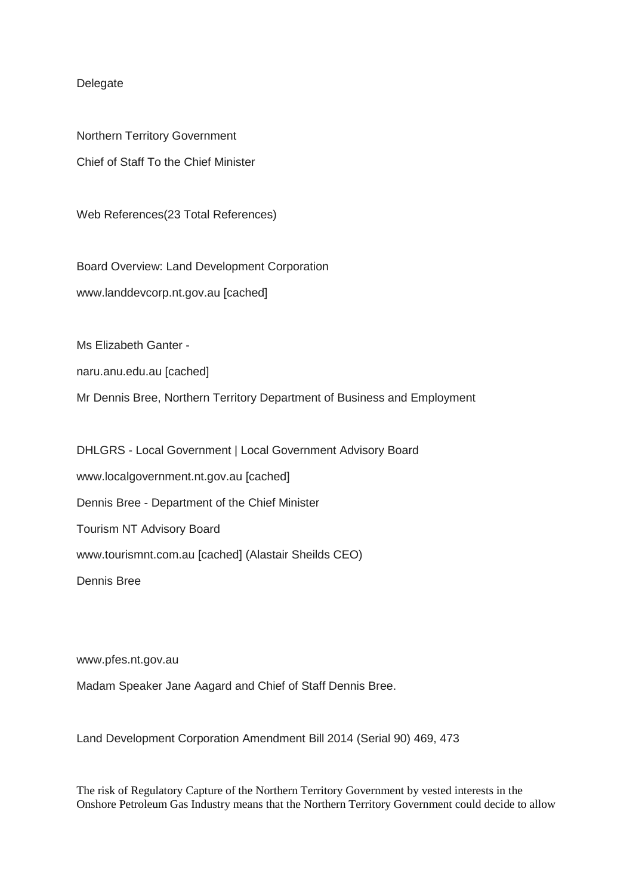Delegate

Northern Territory Government

Chief of Staff To the Chief Minister

Web References(23 Total References)

Board Overview: Land Development Corporation

www.landdevcorp.nt.gov.au [cached]

Ms Elizabeth Ganter -

naru.anu.edu.au [cached]

Mr Dennis Bree, Northern Territory Department of Business and Employment

DHLGRS - Local Government | Local Government Advisory Board

www.localgovernment.nt.gov.au [cached]

Dennis Bree - Department of the Chief Minister

Tourism NT Advisory Board

www.tourismnt.com.au [cached] (Alastair Sheilds CEO)

Dennis Bree

www.pfes.nt.gov.au

Madam Speaker Jane Aagard and Chief of Staff Dennis Bree.

Land Development Corporation Amendment Bill 2014 (Serial 90) 469, 473

The risk of Regulatory Capture of the Northern Territory Government by vested interests in the Onshore Petroleum Gas Industry means that the Northern Territory Government could decide to allow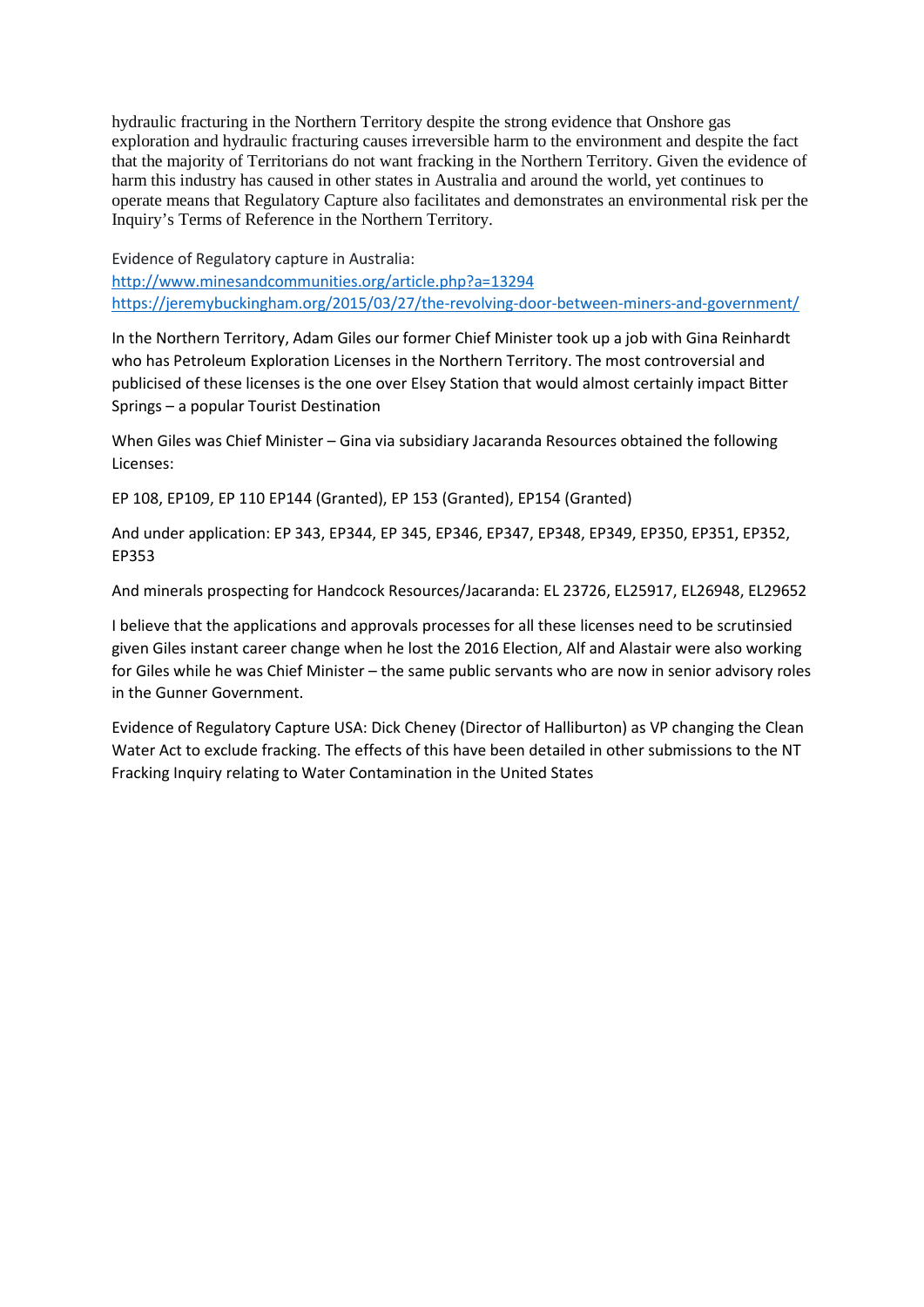hydraulic fracturing in the Northern Territory despite the strong evidence that Onshore gas exploration and hydraulic fracturing causes irreversible harm to the environment and despite the fact that the majority of Territorians do not want fracking in the Northern Territory. Given the evidence of harm this industry has caused in other states in Australia and around the world, yet continues to operate means that Regulatory Capture also facilitates and demonstrates an environmental risk per the Inquiry's Terms of Reference in the Northern Territory.

Evidence of Regulatory capture in Australia:
http://www.minesandcommunities.org/article.php?a=13294
https://jeremybuckingham.org/2015/03/27/the-revolving-door-between-miners-and-government/

In the Northern Territory, Adam Giles our former Chief Minister took up a job with Gina Reinhardt who has Petroleum Exploration Licenses in the Northern Territory. The most controversial and publicised of these licenses is the one over Elsey Station that would almost certainly impact Bitter Springs – a popular Tourist Destination

When Giles was Chief Minister – Gina via subsidiary Jacaranda Resources obtained the following Licenses:

EP 108, EP109, EP 110 EP144 (Granted), EP 153 (Granted), EP154 (Granted)

And under application: EP 343, EP344, EP 345, EP346, EP347, EP348, EP349, EP350, EP351, EP352, EP353

And minerals prospecting for Handcock Resources/Jacaranda: EL 23726, EL25917, EL26948, EL29652

I believe that the applications and approvals processes for all these licenses need to be scrutinsied given Giles instant career change when he lost the 2016 Election, Alf and Alastair were also working for Giles while he was Chief Minister – the same public servants who are now in senior advisory roles in the Gunner Government.

Evidence of Regulatory Capture USA: Dick Cheney (Director of Halliburton) as VP changing the Clean Water Act to exclude fracking. The effects of this have been detailed in other submissions to the NT Fracking Inquiry relating to Water Contamination in the United States